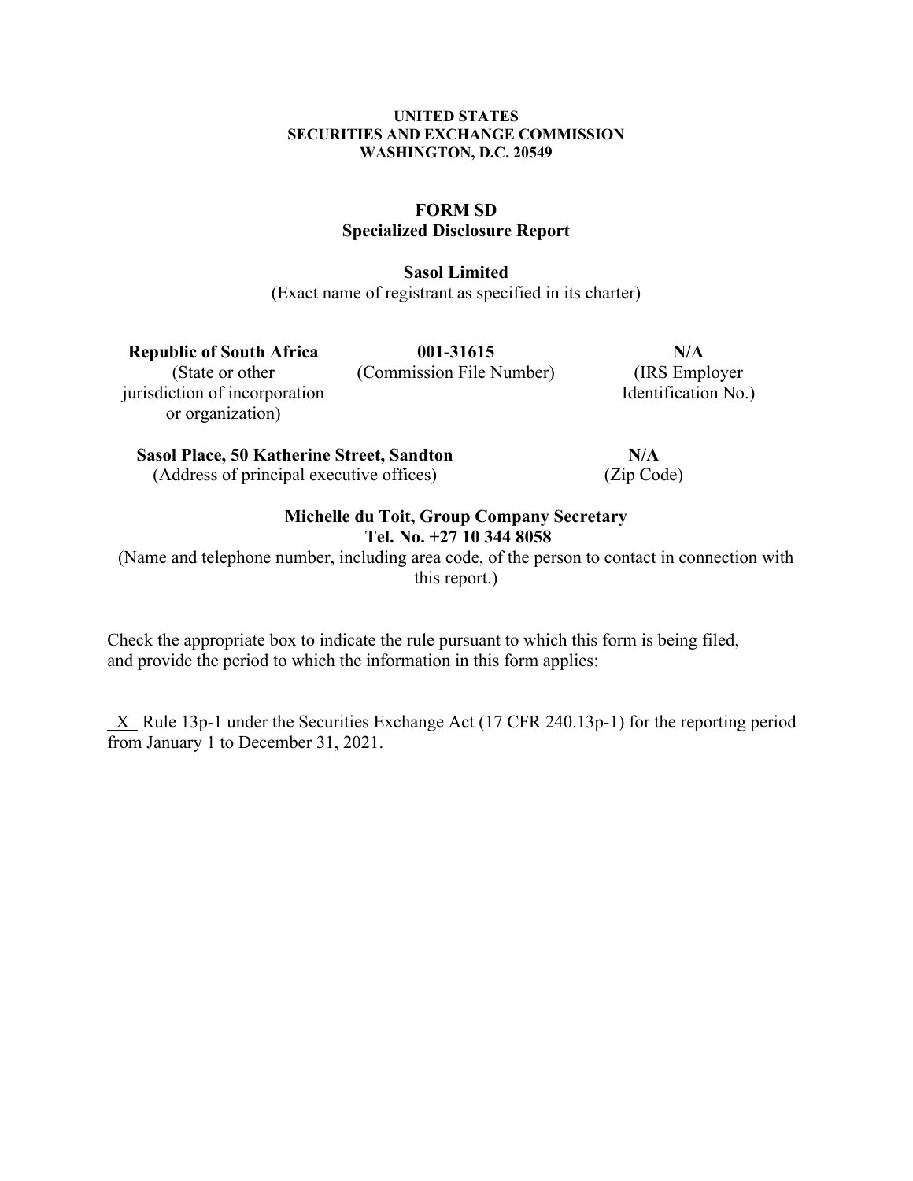**UNITED STATES**
**SECURITIES AND EXCHANGE COMMISSION**
**WASHINGTON, D.C. 20549**

# FORM SD
## Specialized Disclosure Report

**Sasol Limited**
(Exact name of registrant as specified in its charter)

| **Republic of South Africa** | **001-31615** | **N/A** |
|---|---|---|
| (State or other jurisdiction of incorporation or organization) | (Commission File Number) | (IRS Employer Identification No.) |

| **Sasol Place, 50 Katherine Street, Sandton** | **N/A** |
|---|---|
| (Address of principal executive offices) | (Zip Code) |

**Michelle du Toit, Group Company Secretary**
**Tel. No. +27 10 344 8058**
(Name and telephone number, including area code, of the person to contact in connection with this report.)

Check the appropriate box to indicate the rule pursuant to which this form is being filed, and provide the period to which the information in this form applies:

_X_ Rule 13p-1 under the Securities Exchange Act (17 CFR 240.13p-1) for the reporting period from January 1 to December 31, 2021.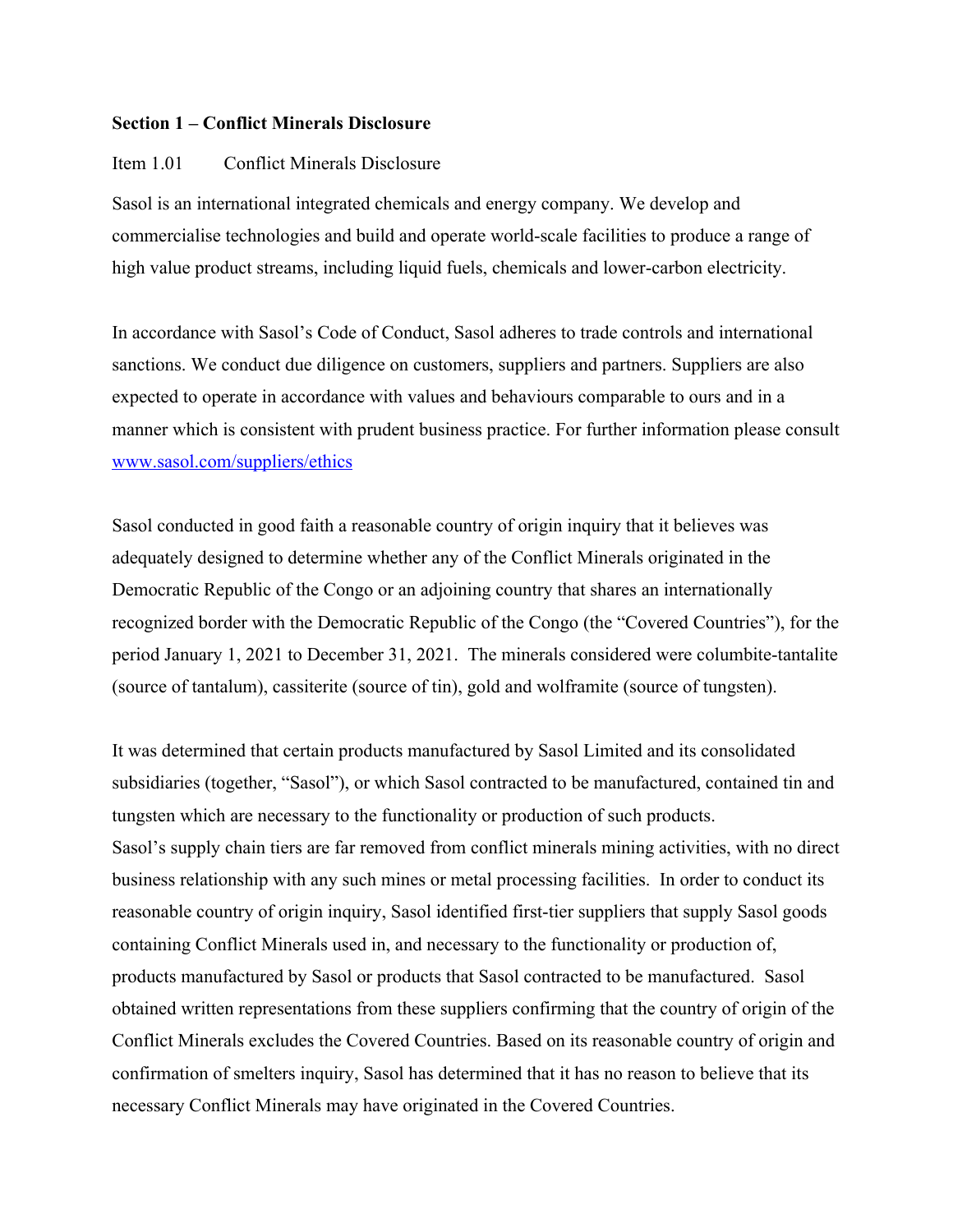**Section 1 – Conflict Minerals Disclosure**

Item 1.01 Conflict Minerals Disclosure

Sasol is an international integrated chemicals and energy company. We develop and commercialise technologies and build and operate world-scale facilities to produce a range of high value product streams, including liquid fuels, chemicals and lower-carbon electricity.

In accordance with Sasol's Code of Conduct, Sasol adheres to trade controls and international sanctions. We conduct due diligence on customers, suppliers and partners. Suppliers are also expected to operate in accordance with values and behaviours comparable to ours and in a manner which is consistent with prudent business practice. For further information please consult [www.sasol.com/suppliers/ethics](http://www.sasol.com/suppliers/ethics)

Sasol conducted in good faith a reasonable country of origin inquiry that it believes was adequately designed to determine whether any of the Conflict Minerals originated in the Democratic Republic of the Congo or an adjoining country that shares an internationally recognized border with the Democratic Republic of the Congo (the "Covered Countries"), for the period January 1, 2021 to December 31, 2021. The minerals considered were columbite-tantalite (source of tantalum), cassiterite (source of tin), gold and wolframite (source of tungsten).

It was determined that certain products manufactured by Sasol Limited and its consolidated subsidiaries (together, "Sasol"), or which Sasol contracted to be manufactured, contained tin and tungsten which are necessary to the functionality or production of such products.
Sasol's supply chain tiers are far removed from conflict minerals mining activities, with no direct business relationship with any such mines or metal processing facilities. In order to conduct its reasonable country of origin inquiry, Sasol identified first-tier suppliers that supply Sasol goods containing Conflict Minerals used in, and necessary to the functionality or production of, products manufactured by Sasol or products that Sasol contracted to be manufactured. Sasol obtained written representations from these suppliers confirming that the country of origin of the Conflict Minerals excludes the Covered Countries. Based on its reasonable country of origin and confirmation of smelters inquiry, Sasol has determined that it has no reason to believe that its necessary Conflict Minerals may have originated in the Covered Countries.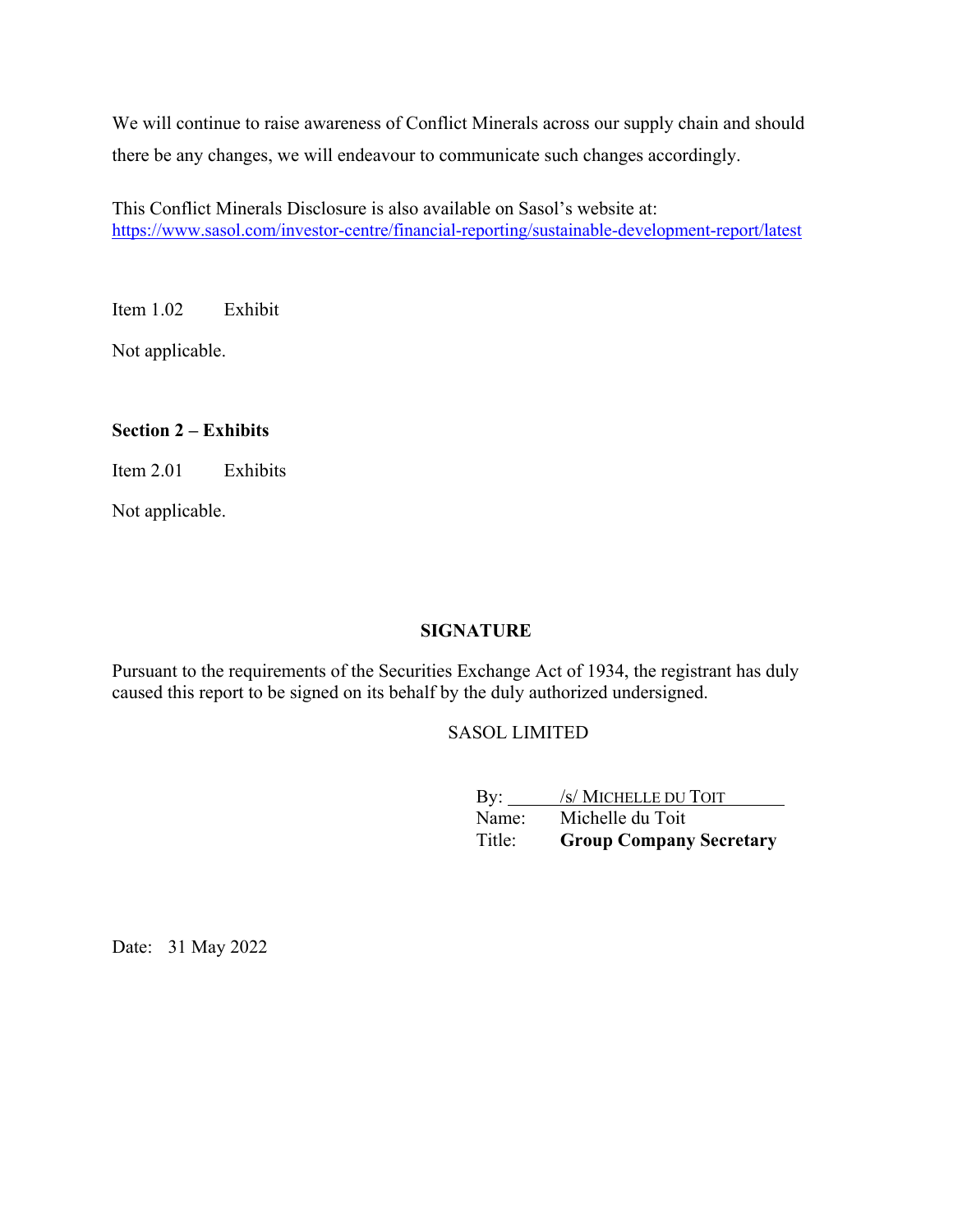We will continue to raise awareness of Conflict Minerals across our supply chain and should there be any changes, we will endeavour to communicate such changes accordingly.

This Conflict Minerals Disclosure is also available on Sasol's website at: https://www.sasol.com/investor-centre/financial-reporting/sustainable-development-report/latest

Item 1.02 Exhibit

Not applicable.

**Section 2 – Exhibits**

Item 2.01 Exhibits

Not applicable.

**SIGNATURE**

Pursuant to the requirements of the Securities Exchange Act of 1934, the registrant has duly caused this report to be signed on its behalf by the duly authorized undersigned.

SASOL LIMITED

By: /s/ MICHELLE DU TOIT
Name: Michelle du Toit
Title: **Group Company Secretary**

Date: 31 May 2022